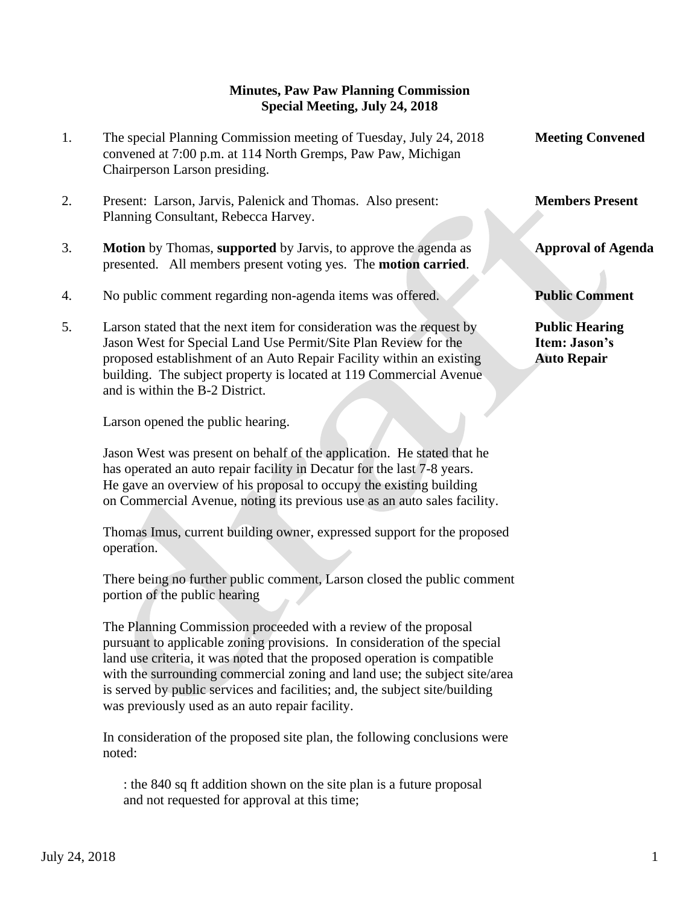**Minutes, Paw Paw Planning Commission**
**Special Meeting, July 24, 2018**

1. The special Planning Commission meeting of Tuesday, July 24, 2018 convened at 7:00 p.m. at 114 North Gremps, Paw Paw, Michigan Chairperson Larson presiding. — **Meeting Convened**

2. Present: Larson, Jarvis, Palenick and Thomas. Also present: Planning Consultant, Rebecca Harvey. — **Members Present**

3. **Motion** by Thomas, **supported** by Jarvis, to approve the agenda as presented. All members present voting yes. The **motion carried**. — **Approval of Agenda**

4. No public comment regarding non-agenda items was offered. — **Public Comment**

5. Larson stated that the next item for consideration was the request by Jason West for Special Land Use Permit/Site Plan Review for the proposed establishment of an Auto Repair Facility within an existing building. The subject property is located at 119 Commercial Avenue and is within the B-2 District. — **Public Hearing Item: Jason's Auto Repair**

   Larson opened the public hearing.

   Jason West was present on behalf of the application. He stated that he has operated an auto repair facility in Decatur for the last 7-8 years. He gave an overview of his proposal to occupy the existing building on Commercial Avenue, noting its previous use as an auto sales facility.

   Thomas Imus, current building owner, expressed support for the proposed operation.

   There being no further public comment, Larson closed the public comment portion of the public hearing

   The Planning Commission proceeded with a review of the proposal pursuant to applicable zoning provisions. In consideration of the special land use criteria, it was noted that the proposed operation is compatible with the surrounding commercial zoning and land use; the subject site/area is served by public services and facilities; and, the subject site/building was previously used as an auto repair facility.

   In consideration of the proposed site plan, the following conclusions were noted:

   : the 840 sq ft addition shown on the site plan is a future proposal and not requested for approval at this time;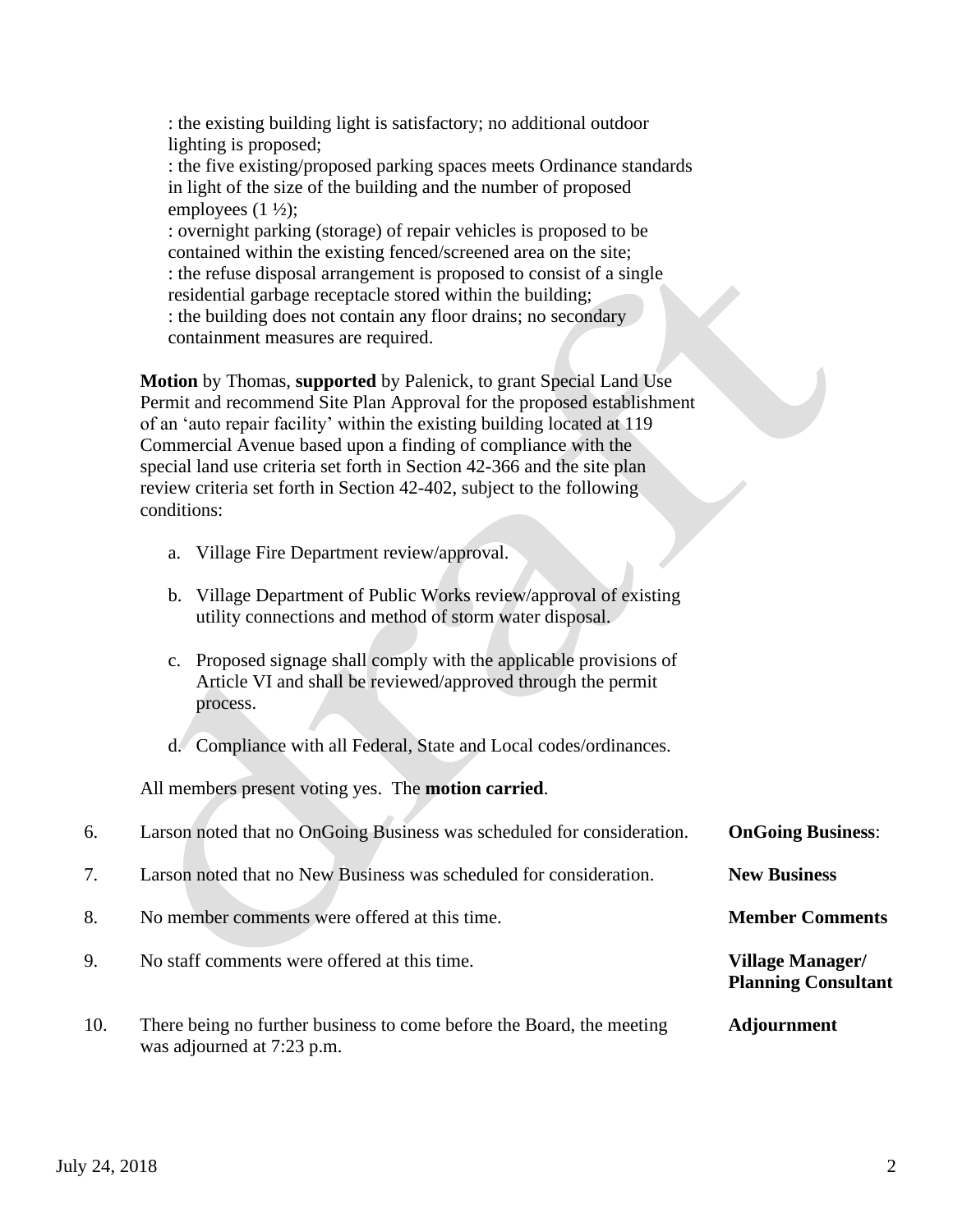: the existing building light is satisfactory; no additional outdoor lighting is proposed;
: the five existing/proposed parking spaces meets Ordinance standards in light of the size of the building and the number of proposed employees (1 ½);
: overnight parking (storage) of repair vehicles is proposed to be contained within the existing fenced/screened area on the site;
: the refuse disposal arrangement is proposed to consist of a single residential garbage receptacle stored within the building;
: the building does not contain any floor drains; no secondary containment measures are required.

**Motion** by Thomas, **supported** by Palenick, to grant Special Land Use Permit and recommend Site Plan Approval for the proposed establishment of an 'auto repair facility' within the existing building located at 119 Commercial Avenue based upon a finding of compliance with the special land use criteria set forth in Section 42-366 and the site plan review criteria set forth in Section 42-402, subject to the following conditions:

a. Village Fire Department review/approval.

b. Village Department of Public Works review/approval of existing utility connections and method of storm water disposal.

c. Proposed signage shall comply with the applicable provisions of Article VI and shall be reviewed/approved through the permit process.

d. Compliance with all Federal, State and Local codes/ordinances.

All members present voting yes. The **motion carried**.

6. Larson noted that no OnGoing Business was scheduled for consideration. **OnGoing Business**:

7. Larson noted that no New Business was scheduled for consideration. **New Business**

8. No member comments were offered at this time. **Member Comments**

9. No staff comments were offered at this time. **Village Manager/ Planning Consultant**

10. There being no further business to come before the Board, the meeting was adjourned at 7:23 p.m. **Adjournment**

July 24, 2018